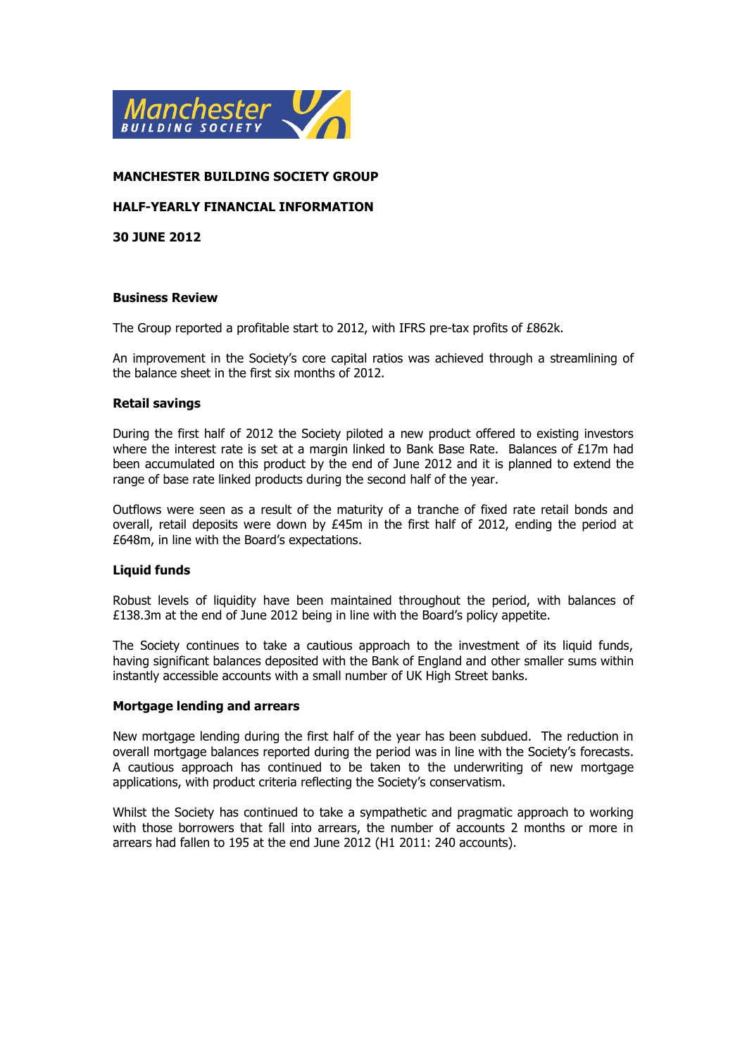**MANCHESTER BUILDING SOCIETY GROUP**

**HALF-YEARLY FINANCIAL INFORMATION**

**30 JUNE 2012**

## Business Review

The Group reported a profitable start to 2012, with IFRS pre-tax profits of £862k.

An improvement in the Society's core capital ratios was achieved through a streamlining of the balance sheet in the first six months of 2012.

### Retail savings

During the first half of 2012 the Society piloted a new product offered to existing investors where the interest rate is set at a margin linked to Bank Base Rate. Balances of £17m had been accumulated on this product by the end of June 2012 and it is planned to extend the range of base rate linked products during the second half of the year.

Outflows were seen as a result of the maturity of a tranche of fixed rate retail bonds and overall, retail deposits were down by £45m in the first half of 2012, ending the period at £648m, in line with the Board's expectations.

### Liquid funds

Robust levels of liquidity have been maintained throughout the period, with balances of £138.3m at the end of June 2012 being in line with the Board's policy appetite.

The Society continues to take a cautious approach to the investment of its liquid funds, having significant balances deposited with the Bank of England and other smaller sums within instantly accessible accounts with a small number of UK High Street banks.

### Mortgage lending and arrears

New mortgage lending during the first half of the year has been subdued. The reduction in overall mortgage balances reported during the period was in line with the Society's forecasts. A cautious approach has continued to be taken to the underwriting of new mortgage applications, with product criteria reflecting the Society's conservatism.

Whilst the Society has continued to take a sympathetic and pragmatic approach to working with those borrowers that fall into arrears, the number of accounts 2 months or more in arrears had fallen to 195 at the end June 2012 (H1 2011: 240 accounts).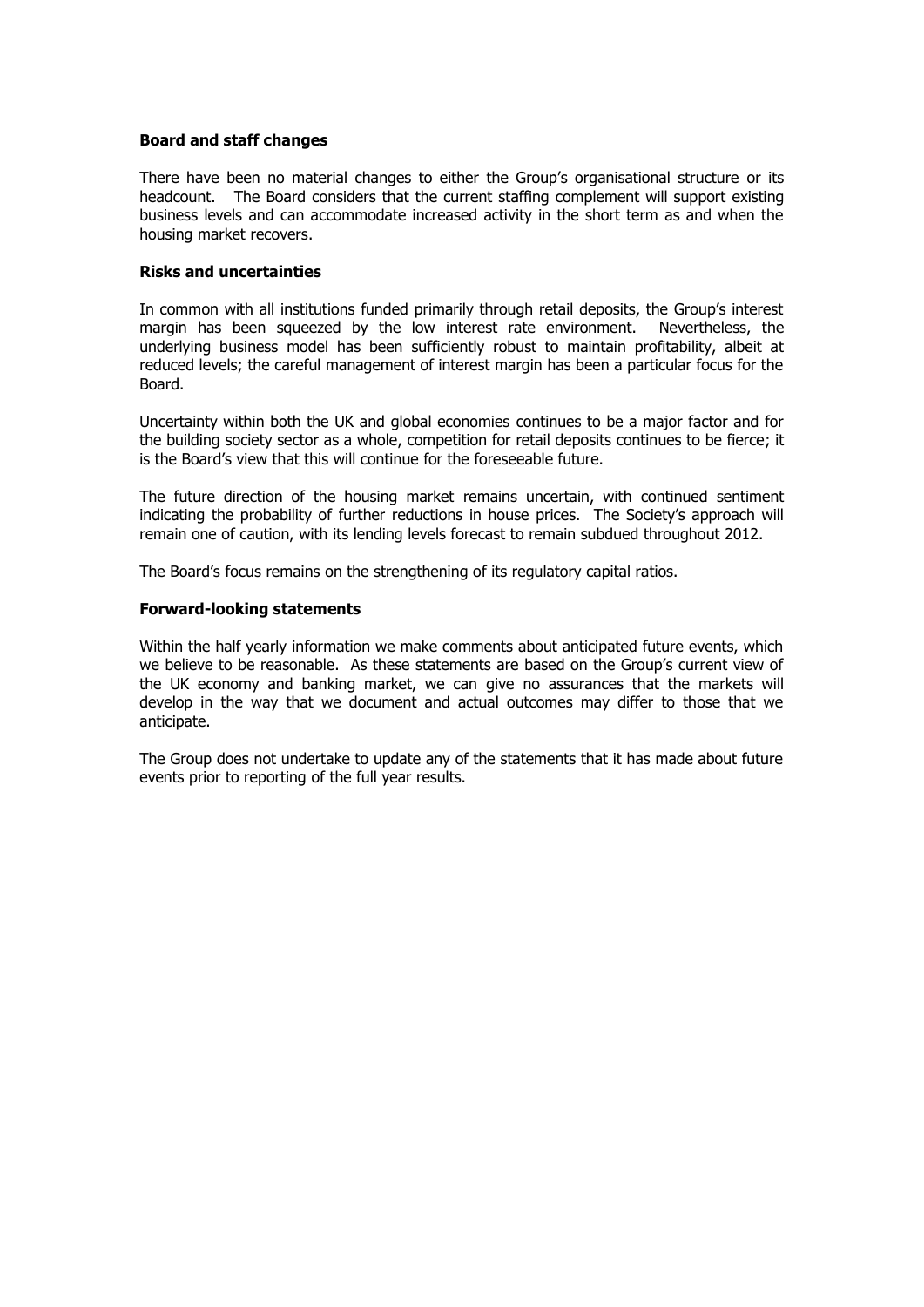**Board and staff changes**

There have been no material changes to either the Group's organisational structure or its headcount. The Board considers that the current staffing complement will support existing business levels and can accommodate increased activity in the short term as and when the housing market recovers.

**Risks and uncertainties**

In common with all institutions funded primarily through retail deposits, the Group's interest margin has been squeezed by the low interest rate environment. Nevertheless, the underlying business model has been sufficiently robust to maintain profitability, albeit at reduced levels; the careful management of interest margin has been a particular focus for the Board.

Uncertainty within both the UK and global economies continues to be a major factor and for the building society sector as a whole, competition for retail deposits continues to be fierce; it is the Board's view that this will continue for the foreseeable future.

The future direction of the housing market remains uncertain, with continued sentiment indicating the probability of further reductions in house prices. The Society's approach will remain one of caution, with its lending levels forecast to remain subdued throughout 2012.

The Board's focus remains on the strengthening of its regulatory capital ratios.

**Forward-looking statements**

Within the half yearly information we make comments about anticipated future events, which we believe to be reasonable. As these statements are based on the Group's current view of the UK economy and banking market, we can give no assurances that the markets will develop in the way that we document and actual outcomes may differ to those that we anticipate.

The Group does not undertake to update any of the statements that it has made about future events prior to reporting of the full year results.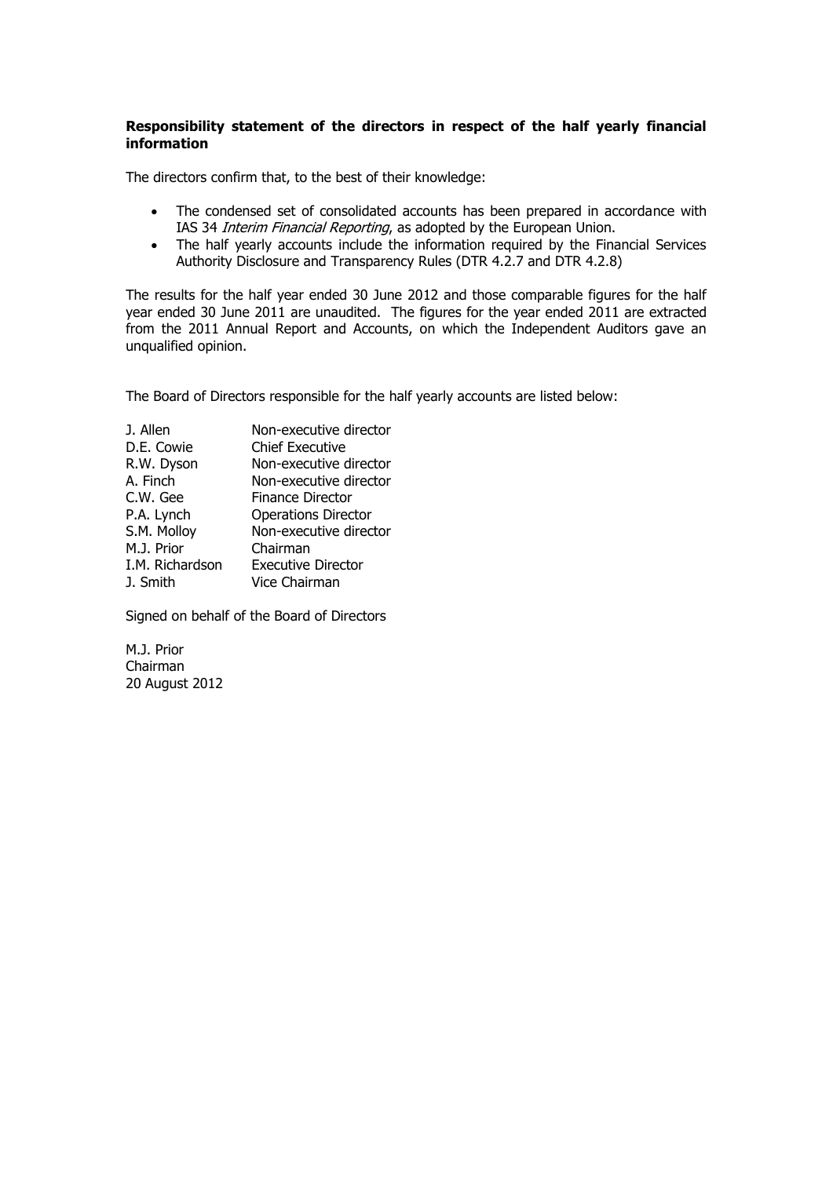**Responsibility statement of the directors in respect of the half yearly financial information**

The directors confirm that, to the best of their knowledge:

- The condensed set of consolidated accounts has been prepared in accordance with IAS 34 *Interim Financial Reporting*, as adopted by the European Union.
- The half yearly accounts include the information required by the Financial Services Authority Disclosure and Transparency Rules (DTR 4.2.7 and DTR 4.2.8)

The results for the half year ended 30 June 2012 and those comparable figures for the half year ended 30 June 2011 are unaudited. The figures for the year ended 2011 are extracted from the 2011 Annual Report and Accounts, on which the Independent Auditors gave an unqualified opinion.

The Board of Directors responsible for the half yearly accounts are listed below:

| | |
|---|---|
| J. Allen | Non-executive director |
| D.E. Cowie | Chief Executive |
| R.W. Dyson | Non-executive director |
| A. Finch | Non-executive director |
| C.W. Gee | Finance Director |
| P.A. Lynch | Operations Director |
| S.M. Molloy | Non-executive director |
| M.J. Prior | Chairman |
| I.M. Richardson | Executive Director |
| J. Smith | Vice Chairman |

Signed on behalf of the Board of Directors

M.J. Prior
Chairman
20 August 2012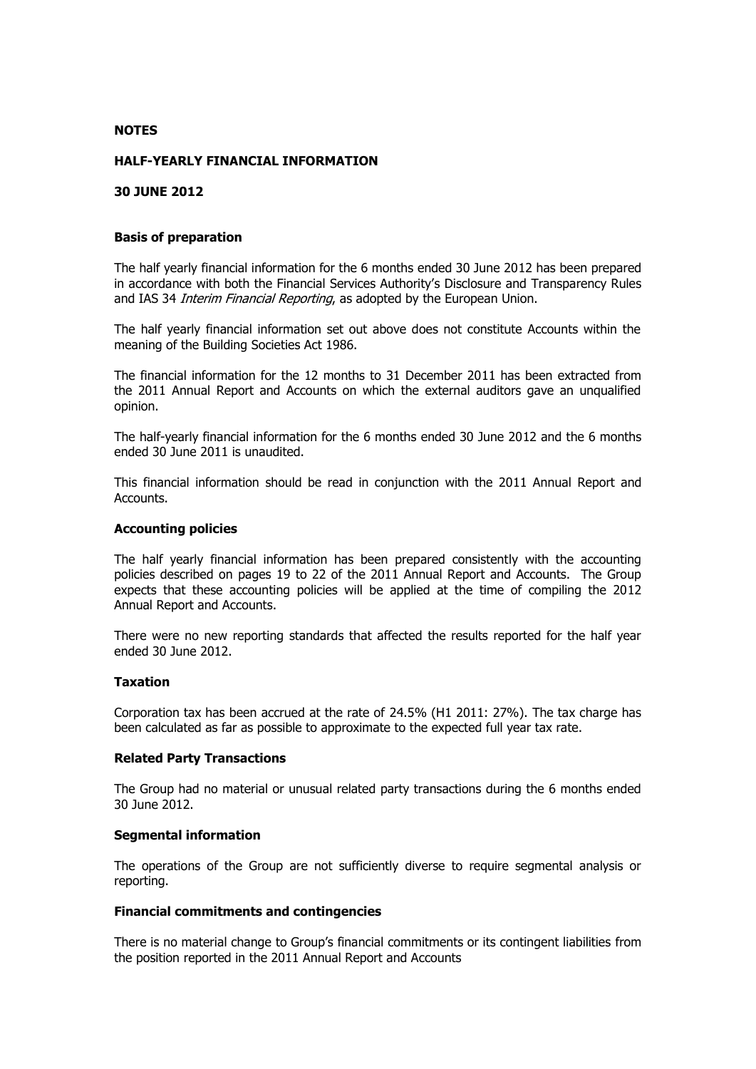**NOTES**

**HALF-YEARLY FINANCIAL INFORMATION**

**30 JUNE 2012**

**Basis of preparation**

The half yearly financial information for the 6 months ended 30 June 2012 has been prepared in accordance with both the Financial Services Authority's Disclosure and Transparency Rules and IAS 34 *Interim Financial Reporting*, as adopted by the European Union.

The half yearly financial information set out above does not constitute Accounts within the meaning of the Building Societies Act 1986.

The financial information for the 12 months to 31 December 2011 has been extracted from the 2011 Annual Report and Accounts on which the external auditors gave an unqualified opinion.

The half-yearly financial information for the 6 months ended 30 June 2012 and the 6 months ended 30 June 2011 is unaudited.

This financial information should be read in conjunction with the 2011 Annual Report and Accounts.

**Accounting policies**

The half yearly financial information has been prepared consistently with the accounting policies described on pages 19 to 22 of the 2011 Annual Report and Accounts. The Group expects that these accounting policies will be applied at the time of compiling the 2012 Annual Report and Accounts.

There were no new reporting standards that affected the results reported for the half year ended 30 June 2012.

**Taxation**

Corporation tax has been accrued at the rate of 24.5% (H1 2011: 27%). The tax charge has been calculated as far as possible to approximate to the expected full year tax rate.

**Related Party Transactions**

The Group had no material or unusual related party transactions during the 6 months ended 30 June 2012.

**Segmental information**

The operations of the Group are not sufficiently diverse to require segmental analysis or reporting.

**Financial commitments and contingencies**

There is no material change to Group's financial commitments or its contingent liabilities from the position reported in the 2011 Annual Report and Accounts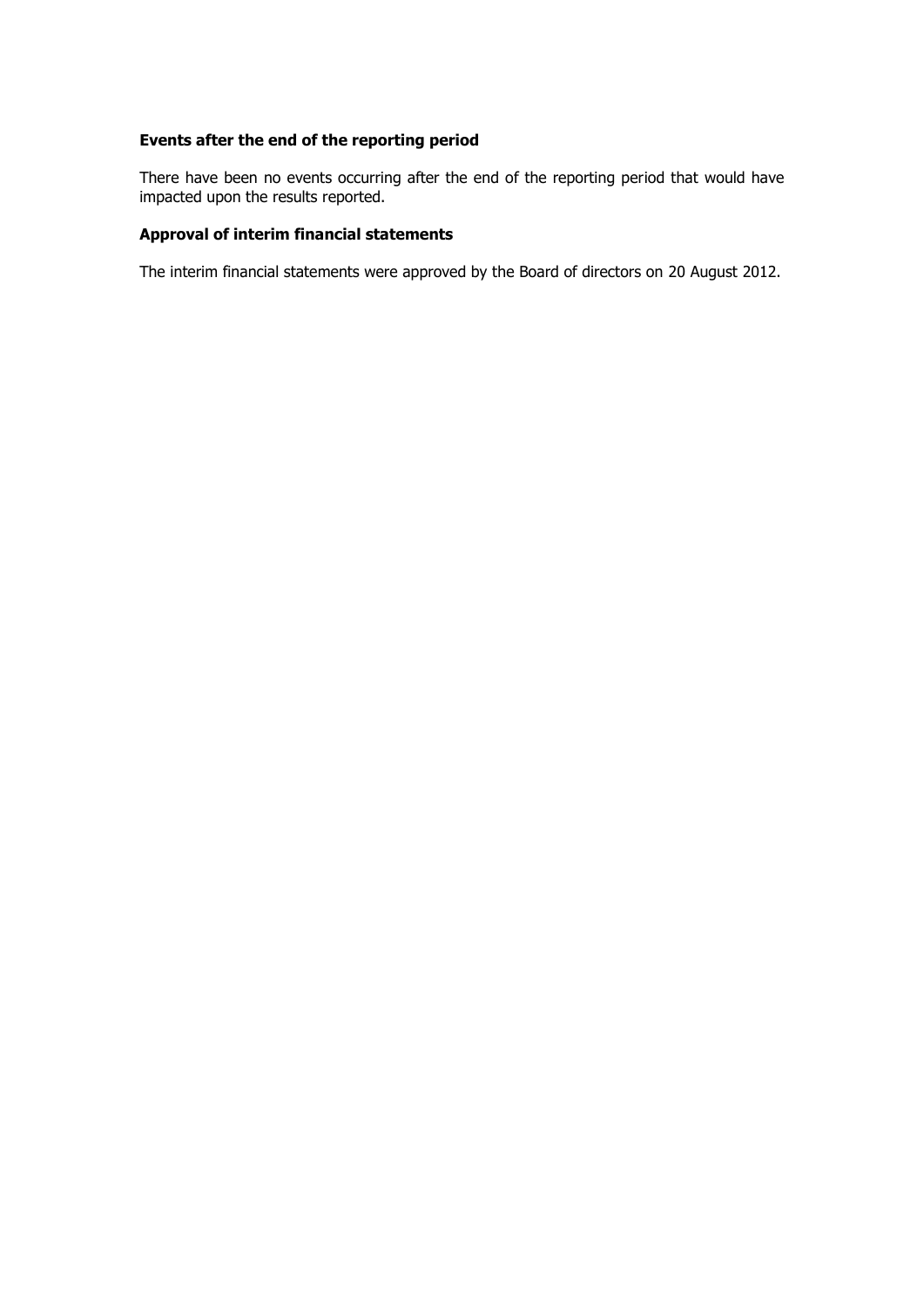**Events after the end of the reporting period**

There have been no events occurring after the end of the reporting period that would have impacted upon the results reported.

**Approval of interim financial statements**

The interim financial statements were approved by the Board of directors on 20 August 2012.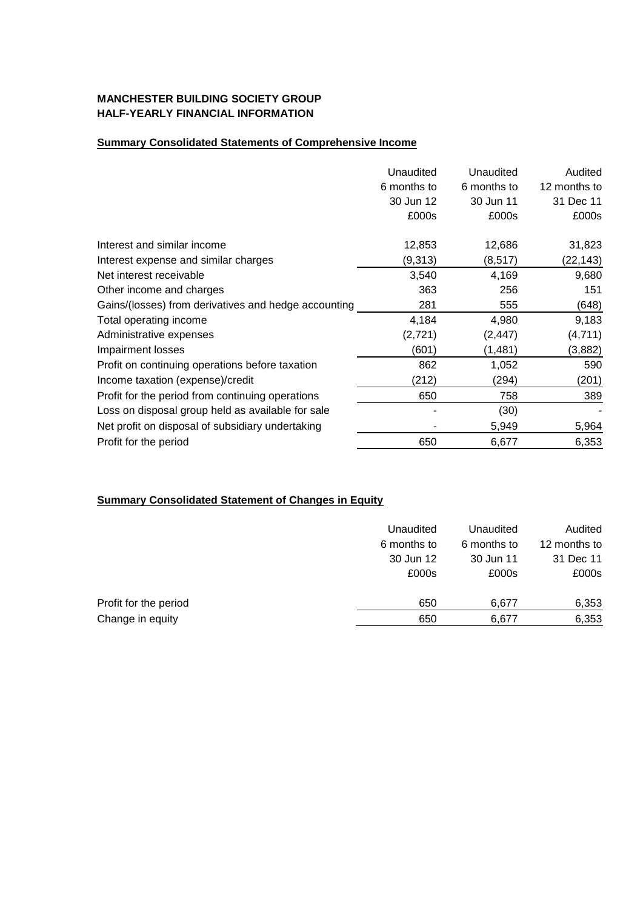**MANCHESTER BUILDING SOCIETY GROUP**
**HALF-YEARLY FINANCIAL INFORMATION**

**Summary Consolidated Statements of Comprehensive Income**

| | Unaudited 6 months to 30 Jun 12 £000s | Unaudited 6 months to 30 Jun 11 £000s | Audited 12 months to 31 Dec 11 £000s |
|---|---|---|---|
| Interest and similar income | 12,853 | 12,686 | 31,823 |
| Interest expense and similar charges | (9,313) | (8,517) | (22,143) |
| Net interest receivable | 3,540 | 4,169 | 9,680 |
| Other income and charges | 363 | 256 | 151 |
| Gains/(losses) from derivatives and hedge accounting | 281 | 555 | (648) |
| Total operating income | 4,184 | 4,980 | 9,183 |
| Administrative expenses | (2,721) | (2,447) | (4,711) |
| Impairment losses | (601) | (1,481) | (3,882) |
| Profit on continuing operations before taxation | 862 | 1,052 | 590 |
| Income taxation (expense)/credit | (212) | (294) | (201) |
| Profit for the period from continuing operations | 650 | 758 | 389 |
| Loss on disposal group held as available for sale | - | (30) | - |
| Net profit on disposal of subsidiary undertaking | - | 5,949 | 5,964 |
| Profit for the period | 650 | 6,677 | 6,353 |

**Summary Consolidated Statement of Changes in Equity**

| | Unaudited 6 months to 30 Jun 12 £000s | Unaudited 6 months to 30 Jun 11 £000s | Audited 12 months to 31 Dec 11 £000s |
|---|---|---|---|
| Profit for the period | 650 | 6,677 | 6,353 |
| Change in equity | 650 | 6,677 | 6,353 |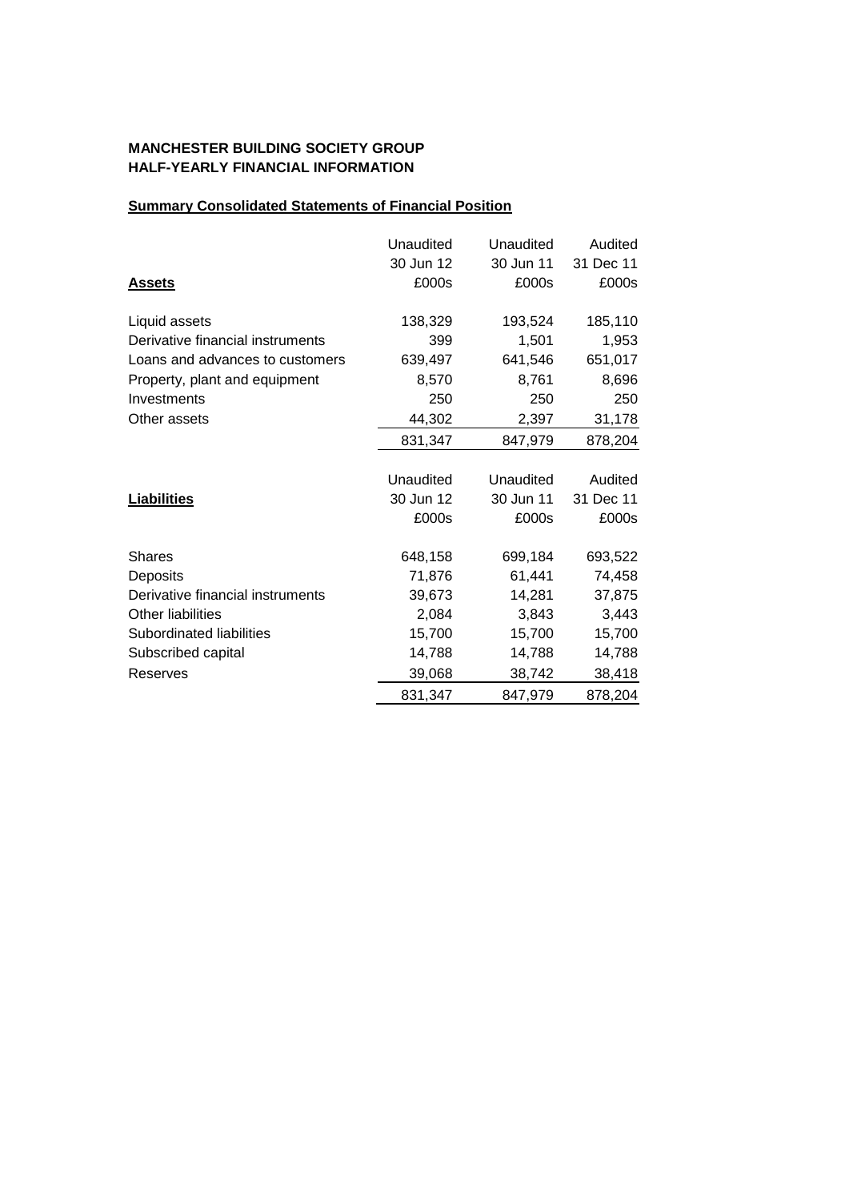**MANCHESTER BUILDING SOCIETY GROUP**
**HALF-YEARLY FINANCIAL INFORMATION**

## Summary Consolidated Statements of Financial Position

| **Assets** | Unaudited 30 Jun 12 £000s | Unaudited 30 Jun 11 £000s | Audited 31 Dec 11 £000s |
|---|---|---|---|
| Liquid assets | 138,329 | 193,524 | 185,110 |
| Derivative financial instruments | 399 | 1,501 | 1,953 |
| Loans and advances to customers | 639,497 | 641,546 | 651,017 |
| Property, plant and equipment | 8,570 | 8,761 | 8,696 |
| Investments | 250 | 250 | 250 |
| Other assets | 44,302 | 2,397 | 31,178 |
| | 831,347 | 847,979 | 878,204 |

| **Liabilities** | Unaudited 30 Jun 12 £000s | Unaudited 30 Jun 11 £000s | Audited 31 Dec 11 £000s |
|---|---|---|---|
| Shares | 648,158 | 699,184 | 693,522 |
| Deposits | 71,876 | 61,441 | 74,458 |
| Derivative financial instruments | 39,673 | 14,281 | 37,875 |
| Other liabilities | 2,084 | 3,843 | 3,443 |
| Subordinated liabilities | 15,700 | 15,700 | 15,700 |
| Subscribed capital | 14,788 | 14,788 | 14,788 |
| Reserves | 39,068 | 38,742 | 38,418 |
| | 831,347 | 847,979 | 878,204 |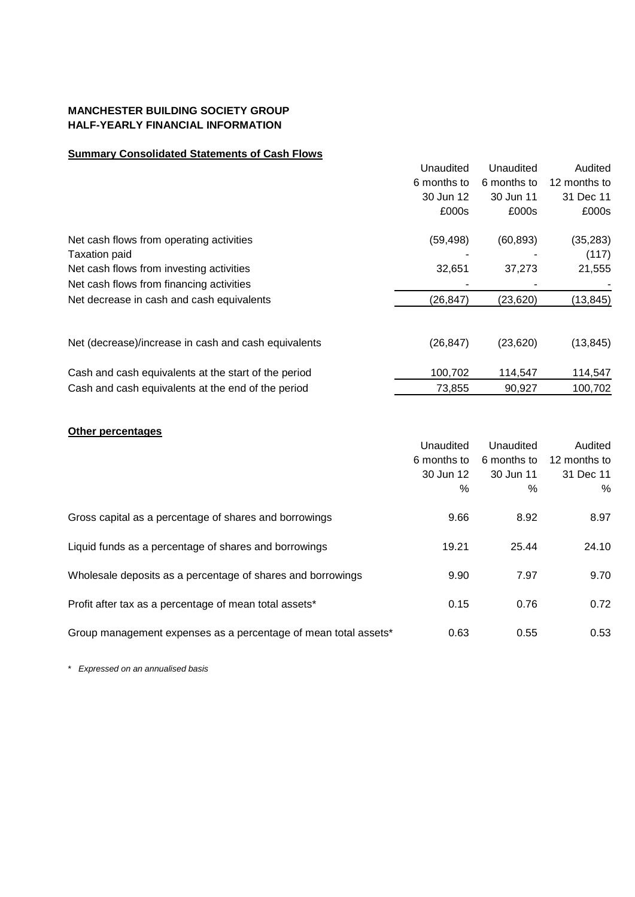**MANCHESTER BUILDING SOCIETY GROUP**
**HALF-YEARLY FINANCIAL INFORMATION**

**Summary Consolidated Statements of Cash Flows**

| | Unaudited 6 months to 30 Jun 12 £000s | Unaudited 6 months to 30 Jun 11 £000s | Audited 12 months to 31 Dec 11 £000s |
|---|---|---|---|
| Net cash flows from operating activities | (59,498) | (60,893) | (35,283) |
| Taxation paid | - | - | (117) |
| Net cash flows from investing activities | 32,651 | 37,273 | 21,555 |
| Net cash flows from financing activities | - | - | - |
| Net decrease in cash and cash equivalents | (26,847) | (23,620) | (13,845) |
| | | | |
| Net (decrease)/increase in cash and cash equivalents | (26,847) | (23,620) | (13,845) |
| | | | |
| Cash and cash equivalents at the start of the period | 100,702 | 114,547 | 114,547 |
| Cash and cash equivalents at the end of the period | 73,855 | 90,927 | 100,702 |

**Other percentages**

| | Unaudited 6 months to 30 Jun 12 % | Unaudited 6 months to 30 Jun 11 % | Audited 12 months to 31 Dec 11 % |
|---|---|---|---|
| Gross capital as a percentage of shares and borrowings | 9.66 | 8.92 | 8.97 |
| Liquid funds as a percentage of shares and borrowings | 19.21 | 25.44 | 24.10 |
| Wholesale deposits as a percentage of shares and borrowings | 9.90 | 7.97 | 9.70 |
| Profit after tax as a percentage of mean total assets* | 0.15 | 0.76 | 0.72 |
| Group management expenses as a percentage of mean total assets* | 0.63 | 0.55 | 0.53 |

\* *Expressed on an annualised basis*